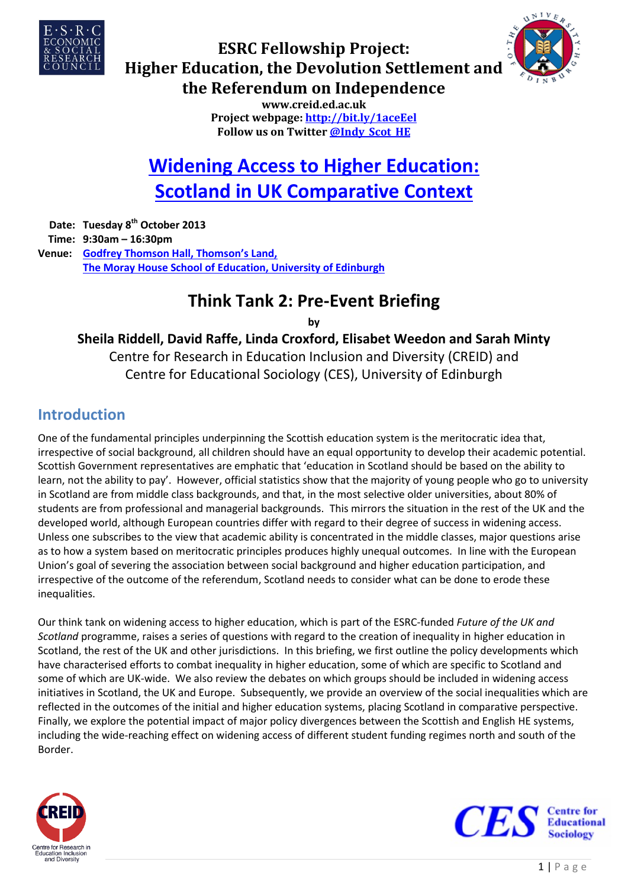# ESRC Fellowship Project: Higher Education, the Devolution Settlement and the Referendum on Independence

**www.creid.ed.ac.uk**
**Project webpage: http://bit.ly/1aceEel**
**Follow us on Twitter @Indy_Scot_HE**

# Widening Access to Higher Education: Scotland in UK Comparative Context

**Date:** **Tuesday 8th October 2013**
**Time:** **9:30am – 16:30pm**
**Venue:** **Godfrey Thomson Hall, Thomson's Land, The Moray House School of Education, University of Edinburgh**

## Think Tank 2: Pre-Event Briefing

**by**

**Sheila Riddell, David Raffe, Linda Croxford, Elisabet Weedon and Sarah Minty**
Centre for Research in Education Inclusion and Diversity (CREID) and
Centre for Educational Sociology (CES), University of Edinburgh

## Introduction

One of the fundamental principles underpinning the Scottish education system is the meritocratic idea that, irrespective of social background, all children should have an equal opportunity to develop their academic potential. Scottish Government representatives are emphatic that 'education in Scotland should be based on the ability to learn, not the ability to pay'. However, official statistics show that the majority of young people who go to university in Scotland are from middle class backgrounds, and that, in the most selective older universities, about 80% of students are from professional and managerial backgrounds. This mirrors the situation in the rest of the UK and the developed world, although European countries differ with regard to their degree of success in widening access. Unless one subscribes to the view that academic ability is concentrated in the middle classes, major questions arise as to how a system based on meritocratic principles produces highly unequal outcomes. In line with the European Union's goal of severing the association between social background and higher education participation, and irrespective of the outcome of the referendum, Scotland needs to consider what can be done to erode these inequalities.

Our think tank on widening access to higher education, which is part of the ESRC-funded *Future of the UK and Scotland* programme, raises a series of questions with regard to the creation of inequality in higher education in Scotland, the rest of the UK and other jurisdictions. In this briefing, we first outline the policy developments which have characterised efforts to combat inequality in higher education, some of which are specific to Scotland and some of which are UK-wide. We also review the debates on which groups should be included in widening access initiatives in Scotland, the UK and Europe. Subsequently, we provide an overview of the social inequalities which are reflected in the outcomes of the initial and higher education systems, placing Scotland in comparative perspective. Finally, we explore the potential impact of major policy divergences between the Scottish and English HE systems, including the wide-reaching effect on widening access of different student funding regimes north and south of the Border.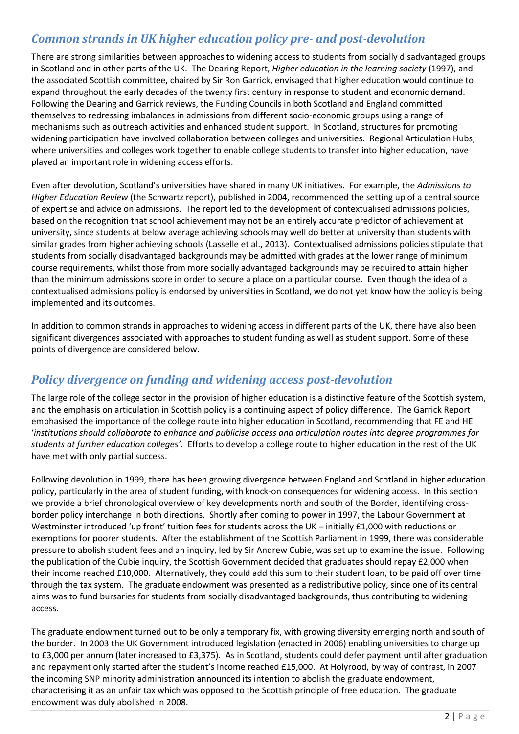## *Common strands in UK higher education policy pre- and post-devolution*

There are strong similarities between approaches to widening access to students from socially disadvantaged groups in Scotland and in other parts of the UK. The Dearing Report, *Higher education in the learning society* (1997), and the associated Scottish committee, chaired by Sir Ron Garrick, envisaged that higher education would continue to expand throughout the early decades of the twenty first century in response to student and economic demand. Following the Dearing and Garrick reviews, the Funding Councils in both Scotland and England committed themselves to redressing imbalances in admissions from different socio-economic groups using a range of mechanisms such as outreach activities and enhanced student support. In Scotland, structures for promoting widening participation have involved collaboration between colleges and universities. Regional Articulation Hubs, where universities and colleges work together to enable college students to transfer into higher education, have played an important role in widening access efforts.

Even after devolution, Scotland's universities have shared in many UK initiatives. For example, the *Admissions to Higher Education Review* (the Schwartz report), published in 2004, recommended the setting up of a central source of expertise and advice on admissions. The report led to the development of contextualised admissions policies, based on the recognition that school achievement may not be an entirely accurate predictor of achievement at university, since students at below average achieving schools may well do better at university than students with similar grades from higher achieving schools (Lasselle et al., 2013). Contextualised admissions policies stipulate that students from socially disadvantaged backgrounds may be admitted with grades at the lower range of minimum course requirements, whilst those from more socially advantaged backgrounds may be required to attain higher than the minimum admissions score in order to secure a place on a particular course. Even though the idea of a contextualised admissions policy is endorsed by universities in Scotland, we do not yet know how the policy is being implemented and its outcomes.

In addition to common strands in approaches to widening access in different parts of the UK, there have also been significant divergences associated with approaches to student funding as well as student support. Some of these points of divergence are considered below.

## *Policy divergence on funding and widening access post-devolution*

The large role of the college sector in the provision of higher education is a distinctive feature of the Scottish system, and the emphasis on articulation in Scottish policy is a continuing aspect of policy difference. The Garrick Report emphasised the importance of the college route into higher education in Scotland, recommending that FE and HE '*institutions should collaborate to enhance and publicise access and articulation routes into degree programmes for students at further education colleges'*. Efforts to develop a college route to higher education in the rest of the UK have met with only partial success.

Following devolution in 1999, there has been growing divergence between England and Scotland in higher education policy, particularly in the area of student funding, with knock-on consequences for widening access. In this section we provide a brief chronological overview of key developments north and south of the Border, identifying cross-border policy interchange in both directions. Shortly after coming to power in 1997, the Labour Government at Westminster introduced 'up front' tuition fees for students across the UK – initially £1,000 with reductions or exemptions for poorer students. After the establishment of the Scottish Parliament in 1999, there was considerable pressure to abolish student fees and an inquiry, led by Sir Andrew Cubie, was set up to examine the issue. Following the publication of the Cubie inquiry, the Scottish Government decided that graduates should repay £2,000 when their income reached £10,000. Alternatively, they could add this sum to their student loan, to be paid off over time through the tax system. The graduate endowment was presented as a redistributive policy, since one of its central aims was to fund bursaries for students from socially disadvantaged backgrounds, thus contributing to widening access.

The graduate endowment turned out to be only a temporary fix, with growing diversity emerging north and south of the border. In 2003 the UK Government introduced legislation (enacted in 2006) enabling universities to charge up to £3,000 per annum (later increased to £3,375). As in Scotland, students could defer payment until after graduation and repayment only started after the student's income reached £15,000. At Holyrood, by way of contrast, in 2007 the incoming SNP minority administration announced its intention to abolish the graduate endowment, characterising it as an unfair tax which was opposed to the Scottish principle of free education. The graduate endowment was duly abolished in 2008.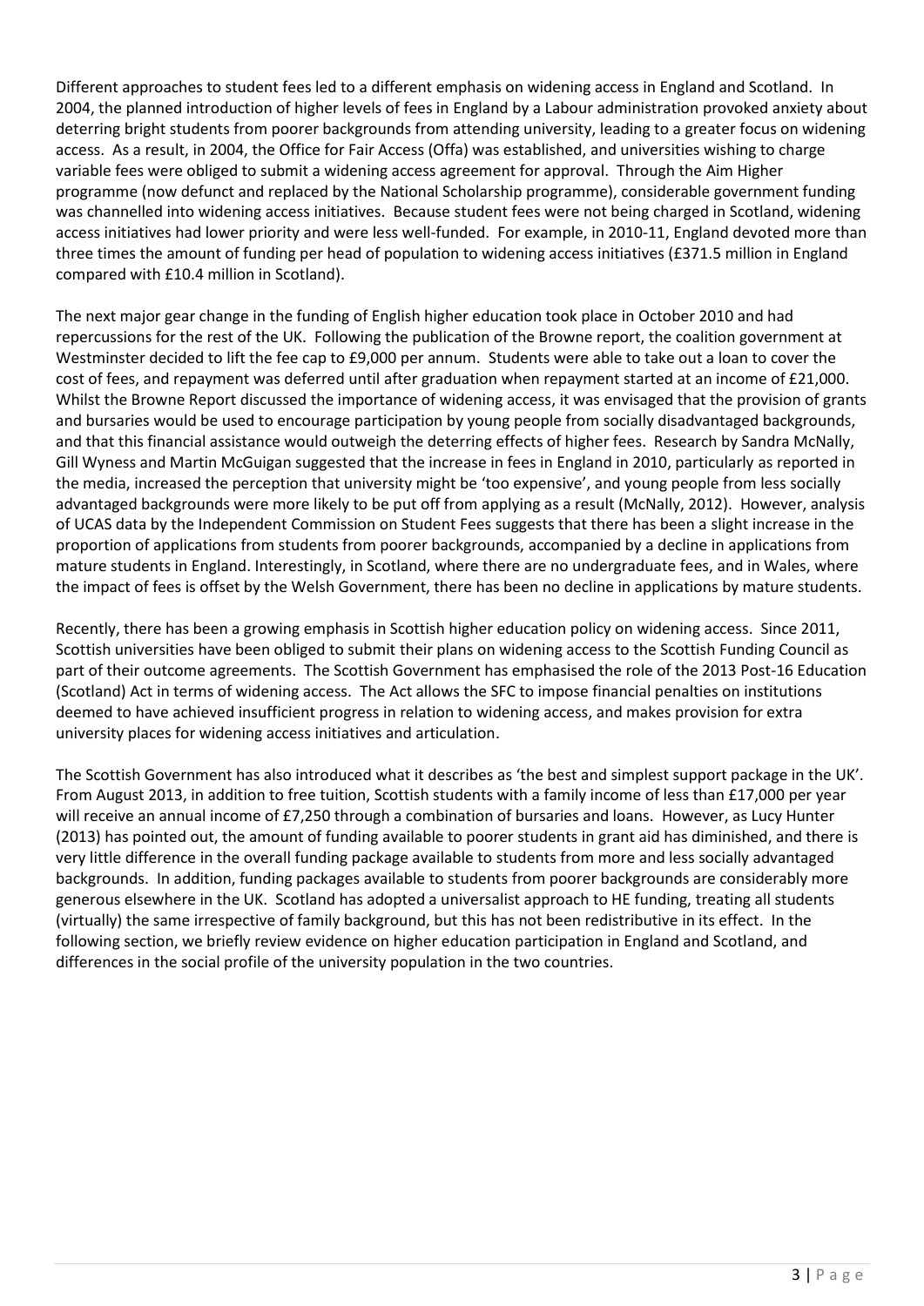Different approaches to student fees led to a different emphasis on widening access in England and Scotland. In 2004, the planned introduction of higher levels of fees in England by a Labour administration provoked anxiety about deterring bright students from poorer backgrounds from attending university, leading to a greater focus on widening access. As a result, in 2004, the Office for Fair Access (Offa) was established, and universities wishing to charge variable fees were obliged to submit a widening access agreement for approval. Through the Aim Higher programme (now defunct and replaced by the National Scholarship programme), considerable government funding was channelled into widening access initiatives. Because student fees were not being charged in Scotland, widening access initiatives had lower priority and were less well-funded. For example, in 2010-11, England devoted more than three times the amount of funding per head of population to widening access initiatives (£371.5 million in England compared with £10.4 million in Scotland).

The next major gear change in the funding of English higher education took place in October 2010 and had repercussions for the rest of the UK. Following the publication of the Browne report, the coalition government at Westminster decided to lift the fee cap to £9,000 per annum. Students were able to take out a loan to cover the cost of fees, and repayment was deferred until after graduation when repayment started at an income of £21,000. Whilst the Browne Report discussed the importance of widening access, it was envisaged that the provision of grants and bursaries would be used to encourage participation by young people from socially disadvantaged backgrounds, and that this financial assistance would outweigh the deterring effects of higher fees. Research by Sandra McNally, Gill Wyness and Martin McGuigan suggested that the increase in fees in England in 2010, particularly as reported in the media, increased the perception that university might be 'too expensive', and young people from less socially advantaged backgrounds were more likely to be put off from applying as a result (McNally, 2012). However, analysis of UCAS data by the Independent Commission on Student Fees suggests that there has been a slight increase in the proportion of applications from students from poorer backgrounds, accompanied by a decline in applications from mature students in England. Interestingly, in Scotland, where there are no undergraduate fees, and in Wales, where the impact of fees is offset by the Welsh Government, there has been no decline in applications by mature students.

Recently, there has been a growing emphasis in Scottish higher education policy on widening access. Since 2011, Scottish universities have been obliged to submit their plans on widening access to the Scottish Funding Council as part of their outcome agreements. The Scottish Government has emphasised the role of the 2013 Post-16 Education (Scotland) Act in terms of widening access. The Act allows the SFC to impose financial penalties on institutions deemed to have achieved insufficient progress in relation to widening access, and makes provision for extra university places for widening access initiatives and articulation.

The Scottish Government has also introduced what it describes as 'the best and simplest support package in the UK'. From August 2013, in addition to free tuition, Scottish students with a family income of less than £17,000 per year will receive an annual income of £7,250 through a combination of bursaries and loans. However, as Lucy Hunter (2013) has pointed out, the amount of funding available to poorer students in grant aid has diminished, and there is very little difference in the overall funding package available to students from more and less socially advantaged backgrounds. In addition, funding packages available to students from poorer backgrounds are considerably more generous elsewhere in the UK. Scotland has adopted a universalist approach to HE funding, treating all students (virtually) the same irrespective of family background, but this has not been redistributive in its effect. In the following section, we briefly review evidence on higher education participation in England and Scotland, and differences in the social profile of the university population in the two countries.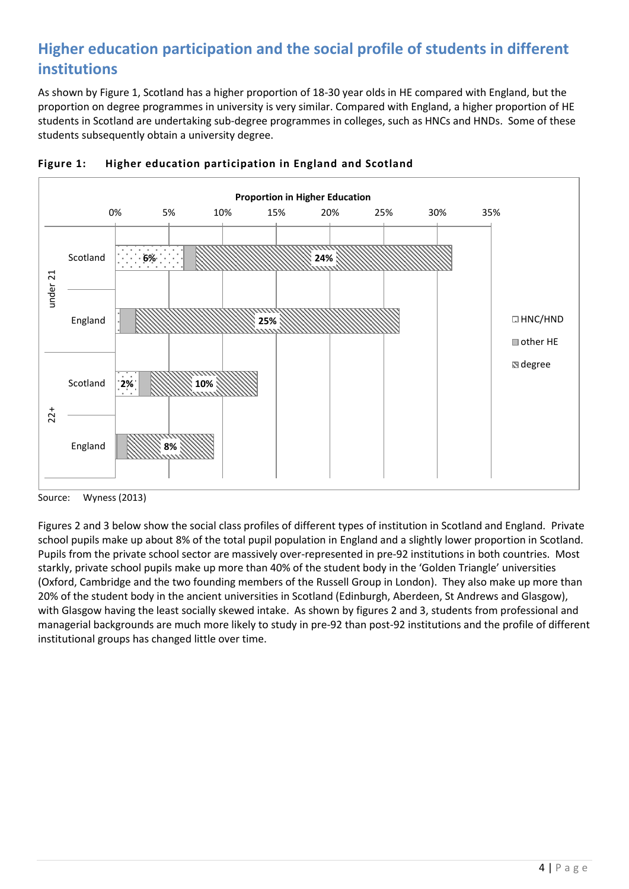## Higher education participation and the social profile of students in different institutions

As shown by Figure 1, Scotland has a higher proportion of 18-30 year olds in HE compared with England, but the proportion on degree programmes in university is very similar. Compared with England, a higher proportion of HE students in Scotland are undertaking sub-degree programmes in colleges, such as HNCs and HNDs. Some of these students subsequently obtain a university degree.

**Figure 1: Higher education participation in England and Scotland**

Source: Wyness (2013)

Figures 2 and 3 below show the social class profiles of different types of institution in Scotland and England. Private school pupils make up about 8% of the total pupil population in England and a slightly lower proportion in Scotland. Pupils from the private school sector are massively over-represented in pre-92 institutions in both countries. Most starkly, private school pupils make up more than 40% of the student body in the 'Golden Triangle' universities (Oxford, Cambridge and the two founding members of the Russell Group in London). They also make up more than 20% of the student body in the ancient universities in Scotland (Edinburgh, Aberdeen, St Andrews and Glasgow), with Glasgow having the least socially skewed intake. As shown by figures 2 and 3, students from professional and managerial backgrounds are much more likely to study in pre-92 than post-92 institutions and the profile of different institutional groups has changed little over time.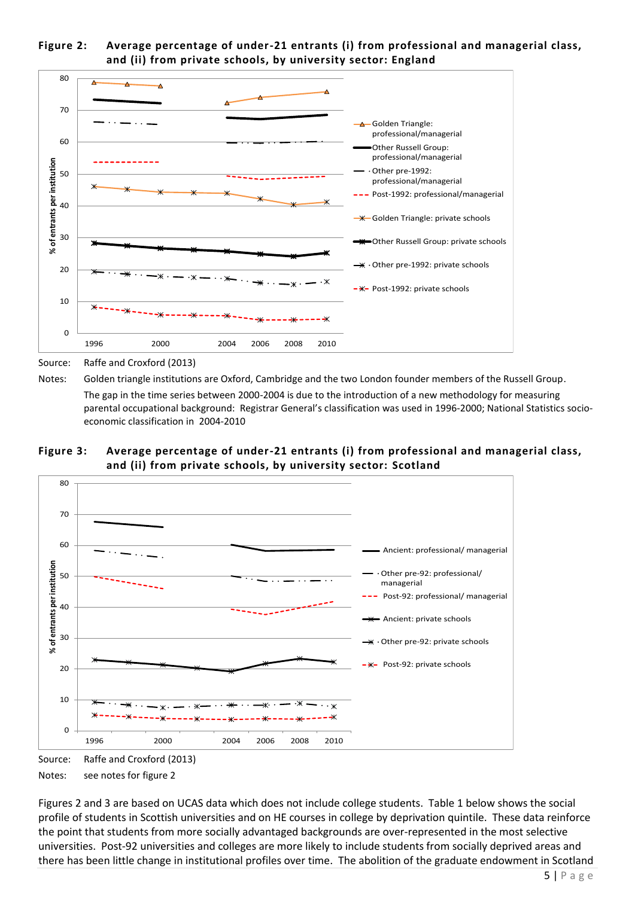**Figure 2: Average percentage of under-21 entrants (i) from professional and managerial class, and (ii) from private schools, by university sector: England**

Source: Raffe and Croxford (2013)

Notes: Golden triangle institutions are Oxford, Cambridge and the two London founder members of the Russell Group. The gap in the time series between 2000-2004 is due to the introduction of a new methodology for measuring parental occupational background: Registrar General's classification was used in 1996-2000; National Statistics socio-economic classification in 2004-2010

**Figure 3: Average percentage of under-21 entrants (i) from professional and managerial class, and (ii) from private schools, by university sector: Scotland**

Source: Raffe and Croxford (2013)

Notes: see notes for figure 2

Figures 2 and 3 are based on UCAS data which does not include college students. Table 1 below shows the social profile of students in Scottish universities and on HE courses in college by deprivation quintile. These data reinforce the point that students from more socially advantaged backgrounds are over-represented in the most selective universities. Post-92 universities and colleges are more likely to include students from socially deprived areas and there has been little change in institutional profiles over time. The abolition of the graduate endowment in Scotland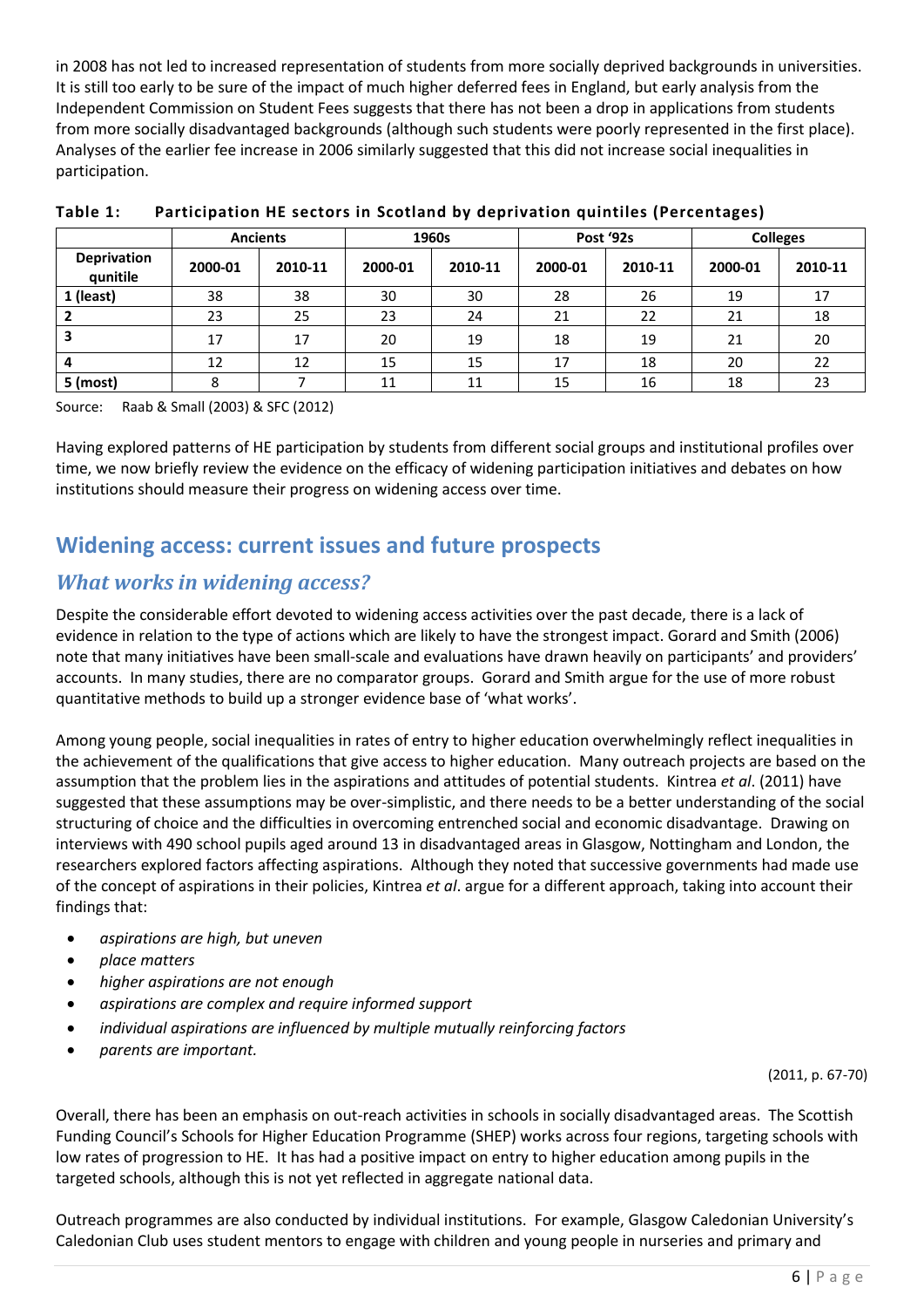in 2008 has not led to increased representation of students from more socially deprived backgrounds in universities. It is still too early to be sure of the impact of much higher deferred fees in England, but early analysis from the Independent Commission on Student Fees suggests that there has not been a drop in applications from students from more socially disadvantaged backgrounds (although such students were poorly represented in the first place). Analyses of the earlier fee increase in 2006 similarly suggested that this did not increase social inequalities in participation.

**Table 1: Participation HE sectors in Scotland by deprivation quintiles (Percentages)**

| | Ancients | | 1960s | | Post '92s | | Colleges | |
|---|---|---|---|---|---|---|---|---|
| Deprivation qunitile | 2000-01 | 2010-11 | 2000-01 | 2010-11 | 2000-01 | 2010-11 | 2000-01 | 2010-11 |
| 1 (least) | 38 | 38 | 30 | 30 | 28 | 26 | 19 | 17 |
| 2 | 23 | 25 | 23 | 24 | 21 | 22 | 21 | 18 |
| 3 | 17 | 17 | 20 | 19 | 18 | 19 | 21 | 20 |
| 4 | 12 | 12 | 15 | 15 | 17 | 18 | 20 | 22 |
| 5 (most) | 8 | 7 | 11 | 11 | 15 | 16 | 18 | 23 |

Source: Raab & Small (2003) & SFC (2012)

Having explored patterns of HE participation by students from different social groups and institutional profiles over time, we now briefly review the evidence on the efficacy of widening participation initiatives and debates on how institutions should measure their progress on widening access over time.

## Widening access: current issues and future prospects

### *What works in widening access?*

Despite the considerable effort devoted to widening access activities over the past decade, there is a lack of evidence in relation to the type of actions which are likely to have the strongest impact. Gorard and Smith (2006) note that many initiatives have been small-scale and evaluations have drawn heavily on participants' and providers' accounts. In many studies, there are no comparator groups. Gorard and Smith argue for the use of more robust quantitative methods to build up a stronger evidence base of 'what works'.

Among young people, social inequalities in rates of entry to higher education overwhelmingly reflect inequalities in the achievement of the qualifications that give access to higher education. Many outreach projects are based on the assumption that the problem lies in the aspirations and attitudes of potential students. Kintrea *et al*. (2011) have suggested that these assumptions may be over-simplistic, and there needs to be a better understanding of the social structuring of choice and the difficulties in overcoming entrenched social and economic disadvantage. Drawing on interviews with 490 school pupils aged around 13 in disadvantaged areas in Glasgow, Nottingham and London, the researchers explored factors affecting aspirations. Although they noted that successive governments had made use of the concept of aspirations in their policies, Kintrea *et al*. argue for a different approach, taking into account their findings that:

- *aspirations are high, but uneven*
- *place matters*
- *higher aspirations are not enough*
- *aspirations are complex and require informed support*
- *individual aspirations are influenced by multiple mutually reinforcing factors*
- *parents are important.*

(2011, p. 67-70)

Overall, there has been an emphasis on out-reach activities in schools in socially disadvantaged areas. The Scottish Funding Council's Schools for Higher Education Programme (SHEP) works across four regions, targeting schools with low rates of progression to HE. It has had a positive impact on entry to higher education among pupils in the targeted schools, although this is not yet reflected in aggregate national data.

Outreach programmes are also conducted by individual institutions. For example, Glasgow Caledonian University's Caledonian Club uses student mentors to engage with children and young people in nurseries and primary and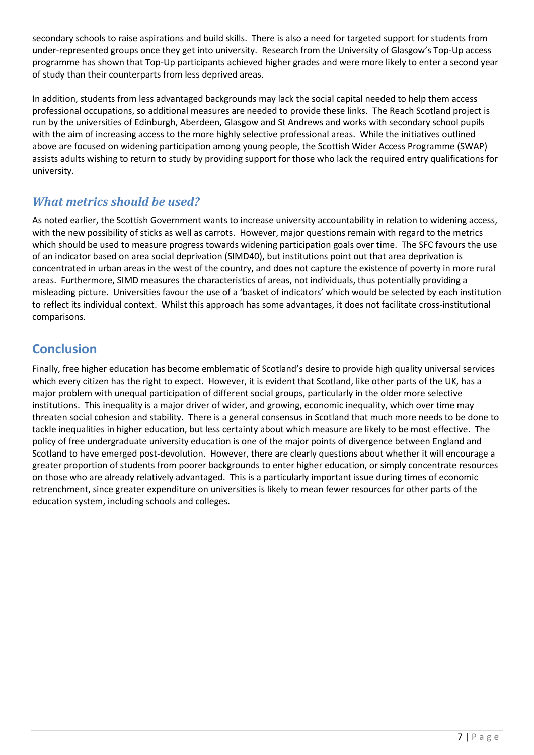secondary schools to raise aspirations and build skills. There is also a need for targeted support for students from under-represented groups once they get into university. Research from the University of Glasgow's Top-Up access programme has shown that Top-Up participants achieved higher grades and were more likely to enter a second year of study than their counterparts from less deprived areas.

In addition, students from less advantaged backgrounds may lack the social capital needed to help them access professional occupations, so additional measures are needed to provide these links. The Reach Scotland project is run by the universities of Edinburgh, Aberdeen, Glasgow and St Andrews and works with secondary school pupils with the aim of increasing access to the more highly selective professional areas. While the initiatives outlined above are focused on widening participation among young people, the Scottish Wider Access Programme (SWAP) assists adults wishing to return to study by providing support for those who lack the required entry qualifications for university.

### *What metrics should be used?*

As noted earlier, the Scottish Government wants to increase university accountability in relation to widening access, with the new possibility of sticks as well as carrots. However, major questions remain with regard to the metrics which should be used to measure progress towards widening participation goals over time. The SFC favours the use of an indicator based on area social deprivation (SIMD40), but institutions point out that area deprivation is concentrated in urban areas in the west of the country, and does not capture the existence of poverty in more rural areas. Furthermore, SIMD measures the characteristics of areas, not individuals, thus potentially providing a misleading picture. Universities favour the use of a 'basket of indicators' which would be selected by each institution to reflect its individual context. Whilst this approach has some advantages, it does not facilitate cross-institutional comparisons.

## Conclusion

Finally, free higher education has become emblematic of Scotland's desire to provide high quality universal services which every citizen has the right to expect. However, it is evident that Scotland, like other parts of the UK, has a major problem with unequal participation of different social groups, particularly in the older more selective institutions. This inequality is a major driver of wider, and growing, economic inequality, which over time may threaten social cohesion and stability. There is a general consensus in Scotland that much more needs to be done to tackle inequalities in higher education, but less certainty about which measure are likely to be most effective. The policy of free undergraduate university education is one of the major points of divergence between England and Scotland to have emerged post-devolution. However, there are clearly questions about whether it will encourage a greater proportion of students from poorer backgrounds to enter higher education, or simply concentrate resources on those who are already relatively advantaged. This is a particularly important issue during times of economic retrenchment, since greater expenditure on universities is likely to mean fewer resources for other parts of the education system, including schools and colleges.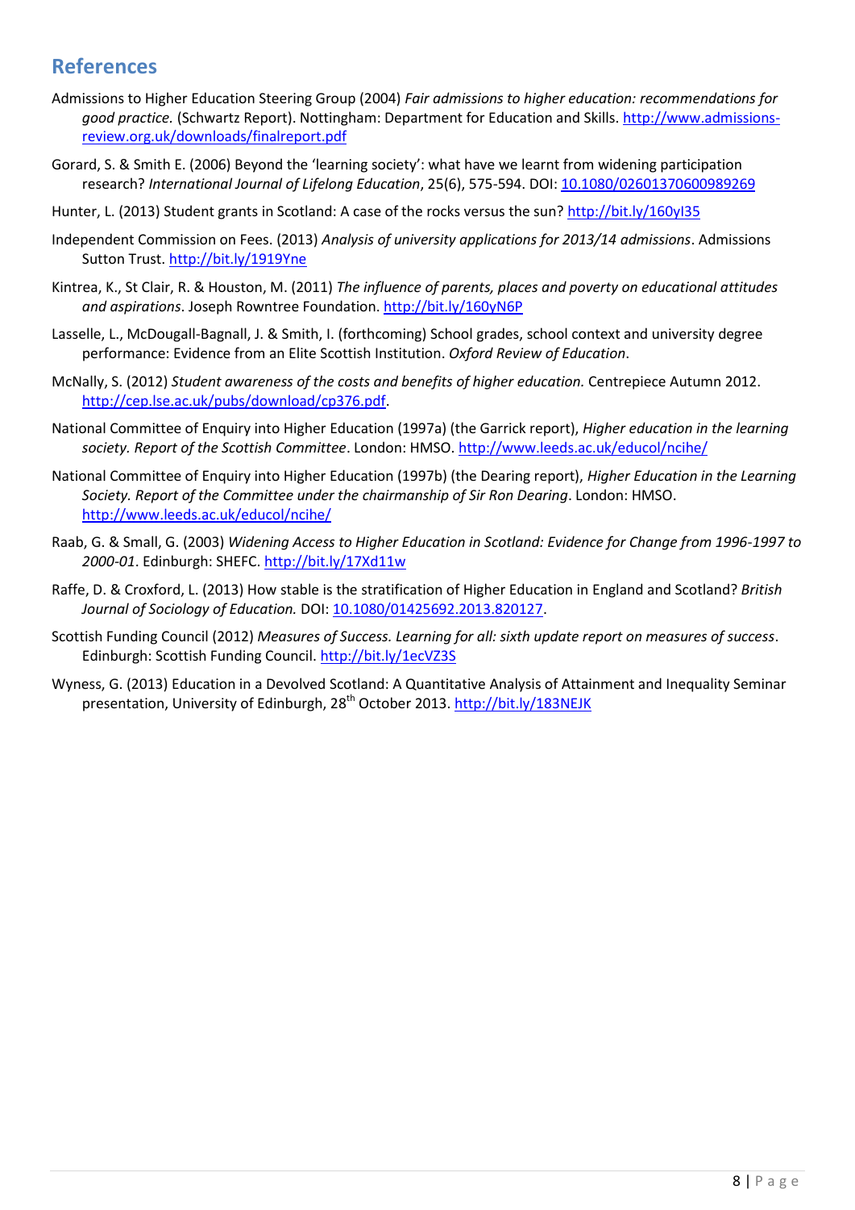## References

Admissions to Higher Education Steering Group (2004) *Fair admissions to higher education: recommendations for good practice.* (Schwartz Report). Nottingham: Department for Education and Skills. http://www.admissions-review.org.uk/downloads/finalreport.pdf

Gorard, S. & Smith E. (2006) Beyond the 'learning society': what have we learnt from widening participation research? *International Journal of Lifelong Education*, 25(6), 575-594. DOI: 10.1080/02601370600989269

Hunter, L. (2013) Student grants in Scotland: A case of the rocks versus the sun? http://bit.ly/160yI35

Independent Commission on Fees. (2013) *Analysis of university applications for 2013/14 admissions*. Admissions Sutton Trust. http://bit.ly/1919Yne

Kintrea, K., St Clair, R. & Houston, M. (2011) *The influence of parents, places and poverty on educational attitudes and aspirations*. Joseph Rowntree Foundation. http://bit.ly/160yN6P

Lasselle, L., McDougall-Bagnall, J. & Smith, I. (forthcoming) School grades, school context and university degree performance: Evidence from an Elite Scottish Institution. *Oxford Review of Education*.

McNally, S. (2012) *Student awareness of the costs and benefits of higher education.* Centrepiece Autumn 2012. http://cep.lse.ac.uk/pubs/download/cp376.pdf.

National Committee of Enquiry into Higher Education (1997a) (the Garrick report), *Higher education in the learning society. Report of the Scottish Committee*. London: HMSO. http://www.leeds.ac.uk/educol/ncihe/

National Committee of Enquiry into Higher Education (1997b) (the Dearing report), *Higher Education in the Learning Society. Report of the Committee under the chairmanship of Sir Ron Dearing*. London: HMSO. http://www.leeds.ac.uk/educol/ncihe/

Raab, G. & Small, G. (2003) *Widening Access to Higher Education in Scotland: Evidence for Change from 1996-1997 to 2000-01*. Edinburgh: SHEFC. http://bit.ly/17Xd11w

Raffe, D. & Croxford, L. (2013) How stable is the stratification of Higher Education in England and Scotland? *British Journal of Sociology of Education.* DOI: 10.1080/01425692.2013.820127.

Scottish Funding Council (2012) *Measures of Success. Learning for all: sixth update report on measures of success*. Edinburgh: Scottish Funding Council. http://bit.ly/1ecVZ3S

Wyness, G. (2013) Education in a Devolved Scotland: A Quantitative Analysis of Attainment and Inequality Seminar presentation, University of Edinburgh, 28th October 2013. http://bit.ly/183NEJK